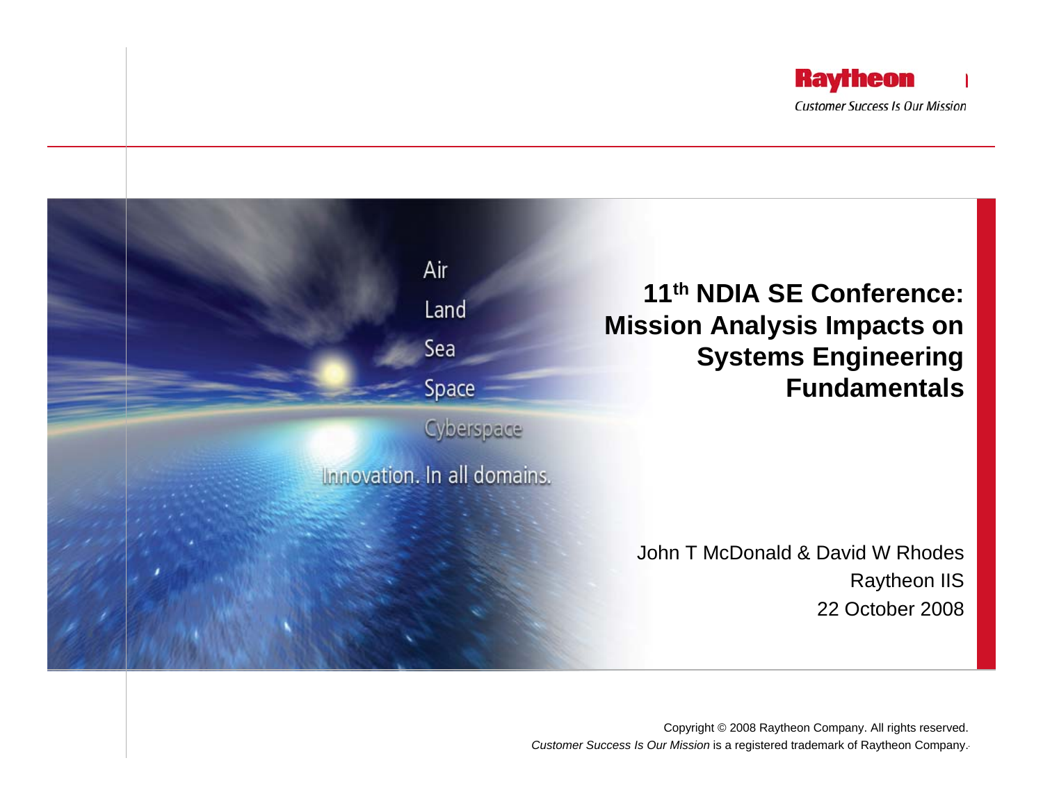Raytheon

*Customer Success Is Our Mission*

Air

Land

Sea

Space

Cyberspace

Innovation. In all domains.

# $11^{th}$ NDIA SE Conference: Mission Analysis Impacts on Systems Engineering Fundamentals

John T McDonald & David W Rhodes

Raytheon IIS

22 October 2008

Copyright © 2008 Raytheon Company. All rights reserved.

*Customer Success Is Our Mission* is a registered trademark of Raytheon Company.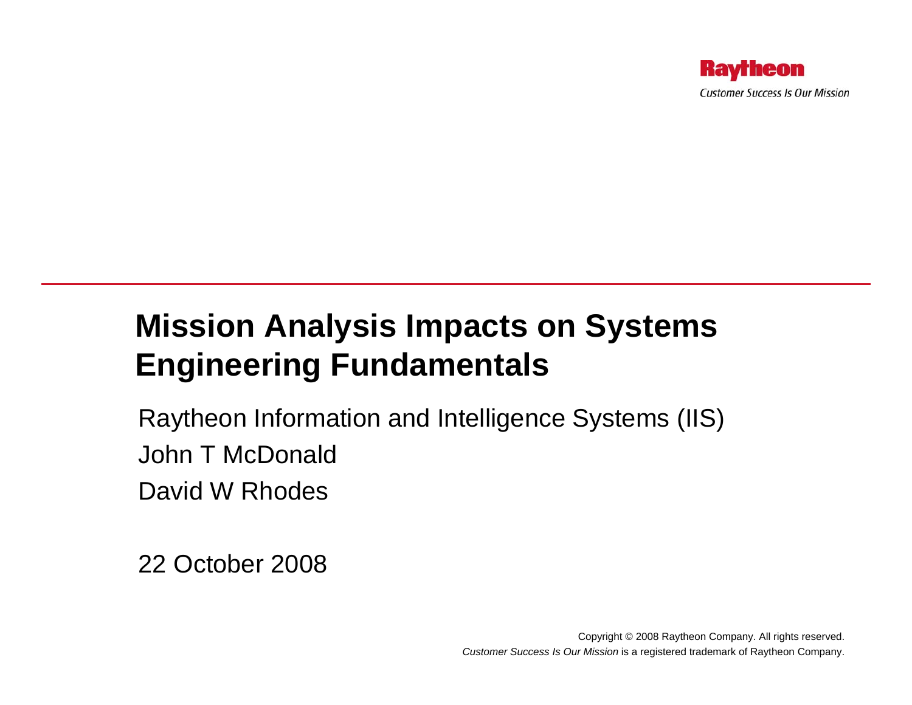Raytheon

*Customer Success Is Our Mission*

# Mission Analysis Impacts on Systems Engineering Fundamentals

Raytheon Information and Intelligence Systems (IIS)

John T McDonald

David W Rhodes

22 October 2008

Copyright © 2008 Raytheon Company. All rights reserved.

*Customer Success Is Our Mission* is a registered trademark of Raytheon Company.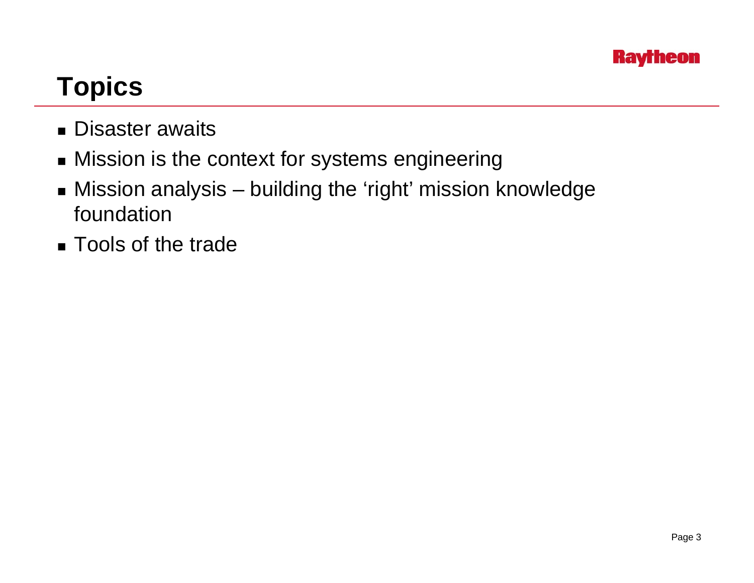# Topics

- Disaster awaits
- Mission is the context for systems engineering
- Mission analysis – building the 'right' mission knowledge foundation
- Tools of the trade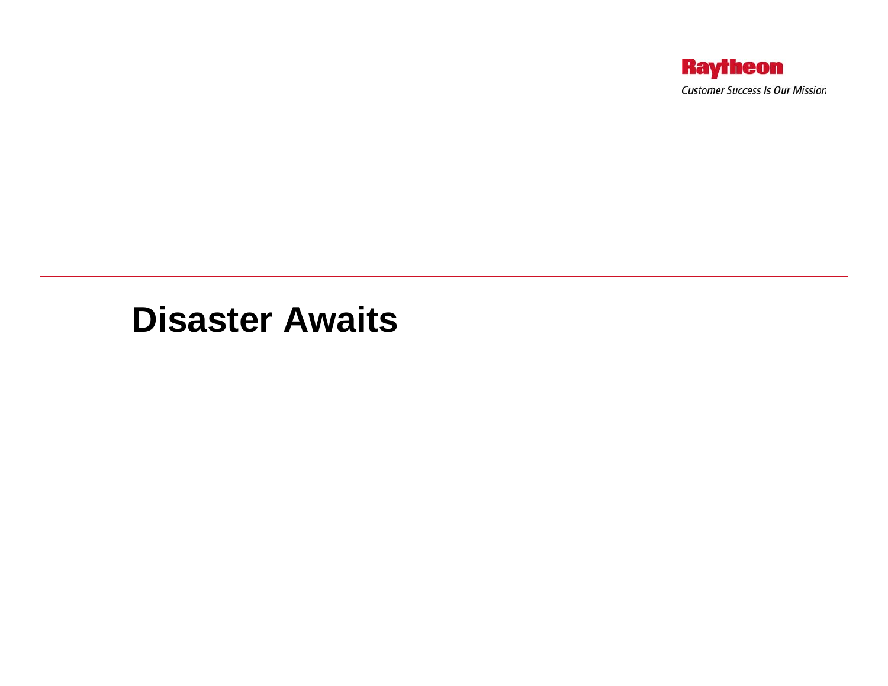# Disaster Awaits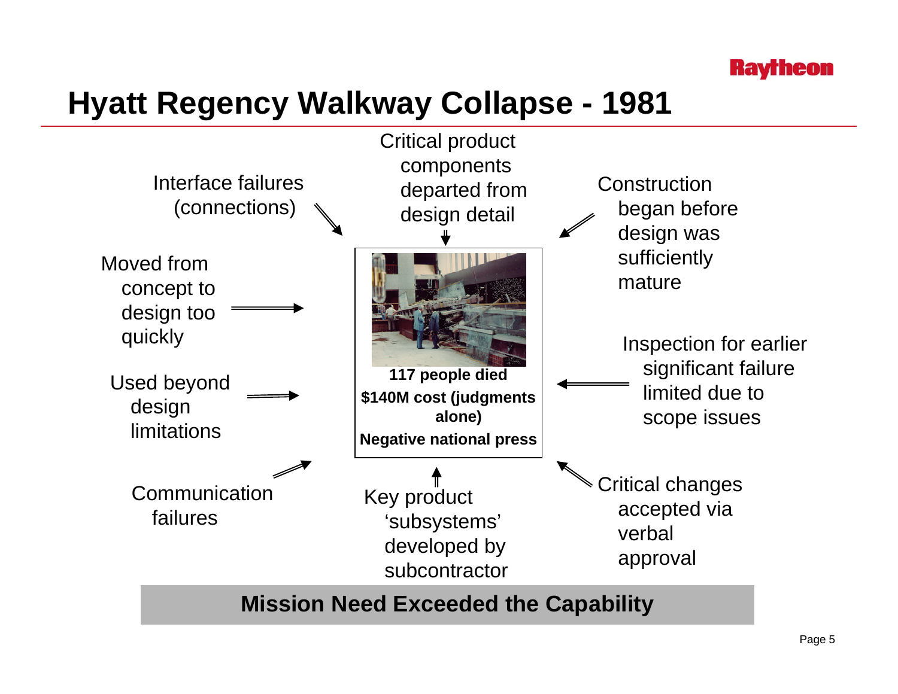# Hyatt Regency Walkway Collapse - 1981

- Interface failures (connections)
- Critical product components departed from design detail
- Construction began before design was sufficiently mature
- Moved from concept to design too quickly
- Used beyond design limitations
- Inspection for earlier significant failure limited due to scope issues
- Communication failures
- Key product 'subsystems' developed by subcontractor
- Critical changes accepted via verbal approval

**117 people died**

**$140M cost (judgments alone)**

**Negative national press**

**Mission Need Exceeded the Capability**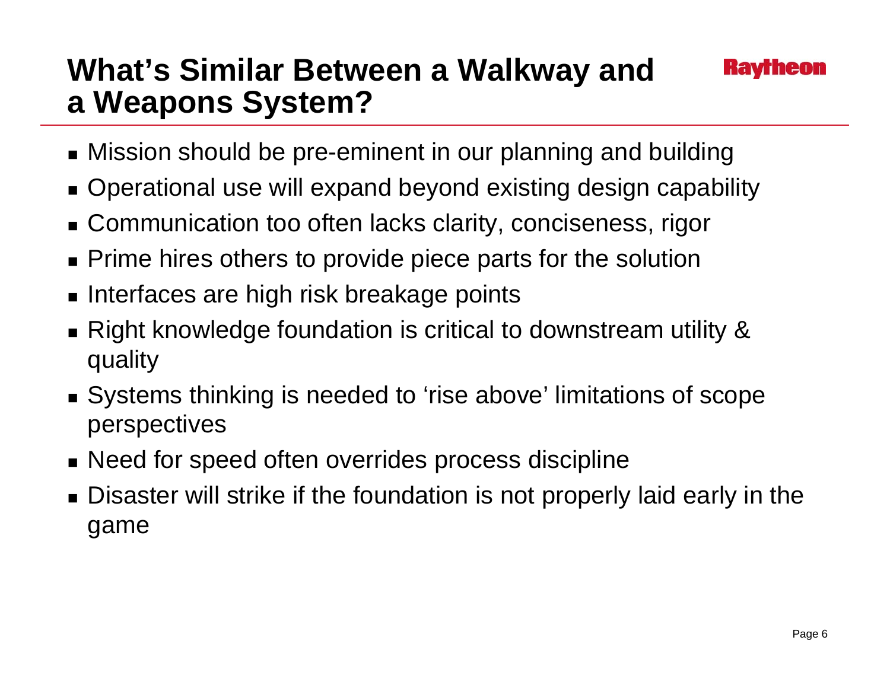# What's Similar Between a Walkway and a Weapons System?

- Mission should be pre-eminent in our planning and building
- Operational use will expand beyond existing design capability
- Communication too often lacks clarity, conciseness, rigor
- Prime hires others to provide piece parts for the solution
- Interfaces are high risk breakage points
- Right knowledge foundation is critical to downstream utility & quality
- Systems thinking is needed to 'rise above' limitations of scope perspectives
- Need for speed often overrides process discipline
- Disaster will strike if the foundation is not properly laid early in the game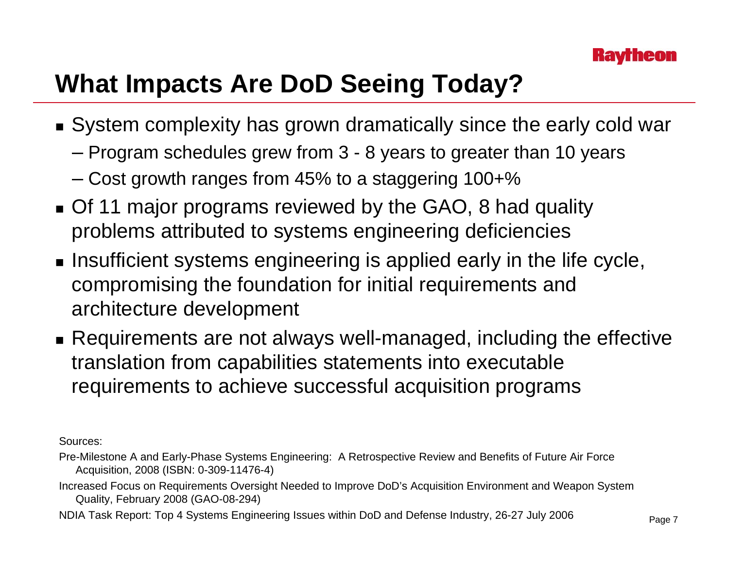# What Impacts Are DoD Seeing Today?

- System complexity has grown dramatically since the early cold war
  - Program schedules grew from 3 - 8 years to greater than 10 years
  - Cost growth ranges from 45% to a staggering 100+%
- Of 11 major programs reviewed by the GAO, 8 had quality problems attributed to systems engineering deficiencies
- Insufficient systems engineering is applied early in the life cycle, compromising the foundation for initial requirements and architecture development
- Requirements are not always well-managed, including the effective translation from capabilities statements into executable requirements to achieve successful acquisition programs

Sources:

Pre-Milestone A and Early-Phase Systems Engineering: A Retrospective Review and Benefits of Future Air Force Acquisition, 2008 (ISBN: 0-309-11476-4)

Increased Focus on Requirements Oversight Needed to Improve DoD's Acquisition Environment and Weapon System Quality, February 2008 (GAO-08-294)

NDIA Task Report: Top 4 Systems Engineering Issues within DoD and Defense Industry, 26-27 July 2006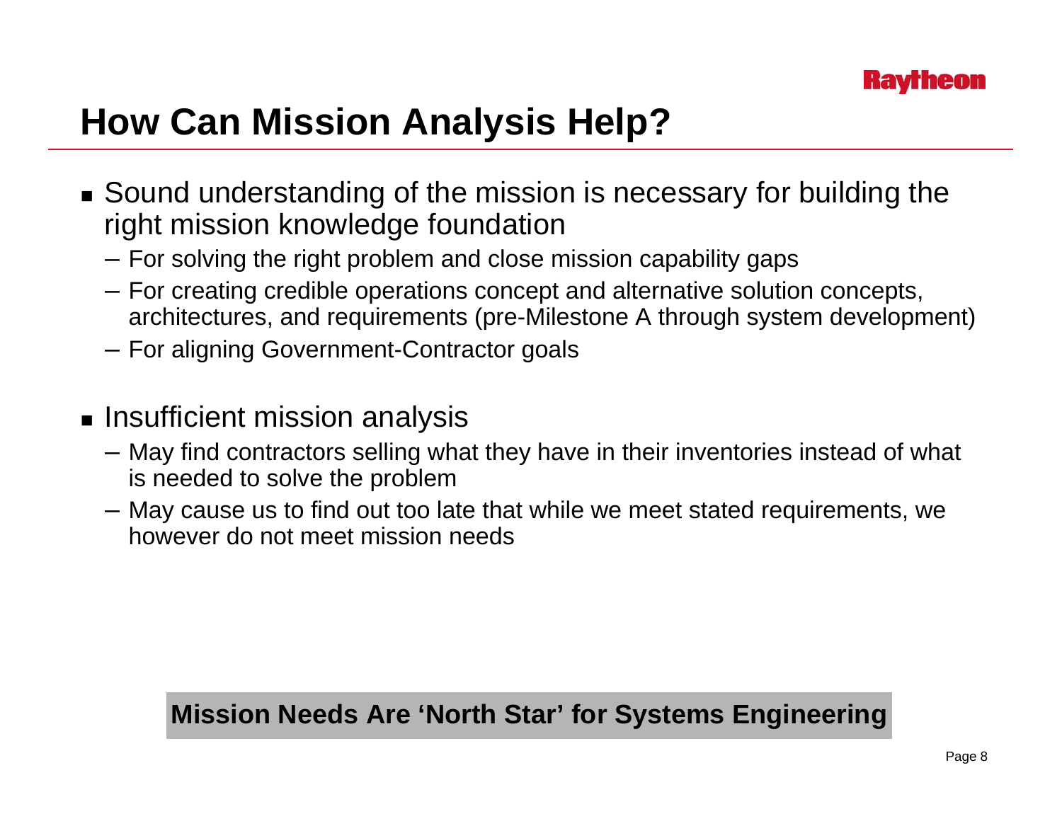# How Can Mission Analysis Help?

- Sound understanding of the mission is necessary for building the right mission knowledge foundation
  - For solving the right problem and close mission capability gaps
  - For creating credible operations concept and alternative solution concepts, architectures, and requirements (pre-Milestone A through system development)
  - For aligning Government-Contractor goals

- Insufficient mission analysis
  - May find contractors selling what they have in their inventories instead of what is needed to solve the problem
  - May cause us to find out too late that while we meet stated requirements, we however do not meet mission needs

**Mission Needs Are 'North Star' for Systems Engineering**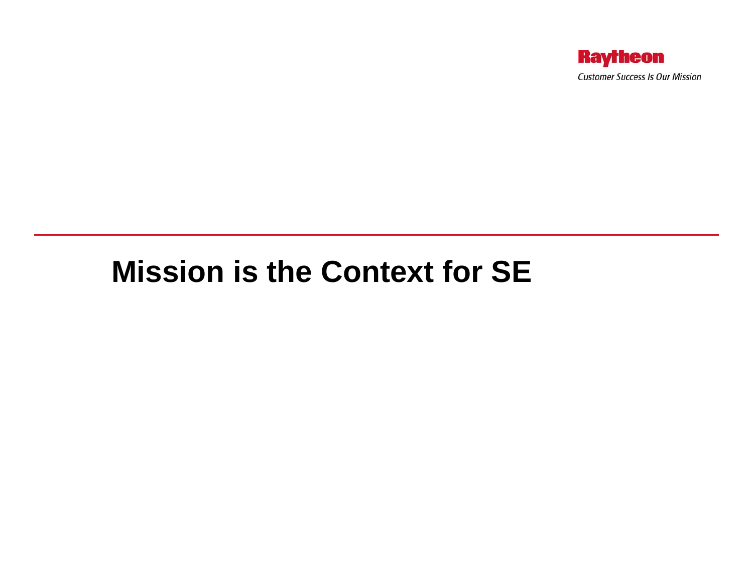# Mission is the Context for SE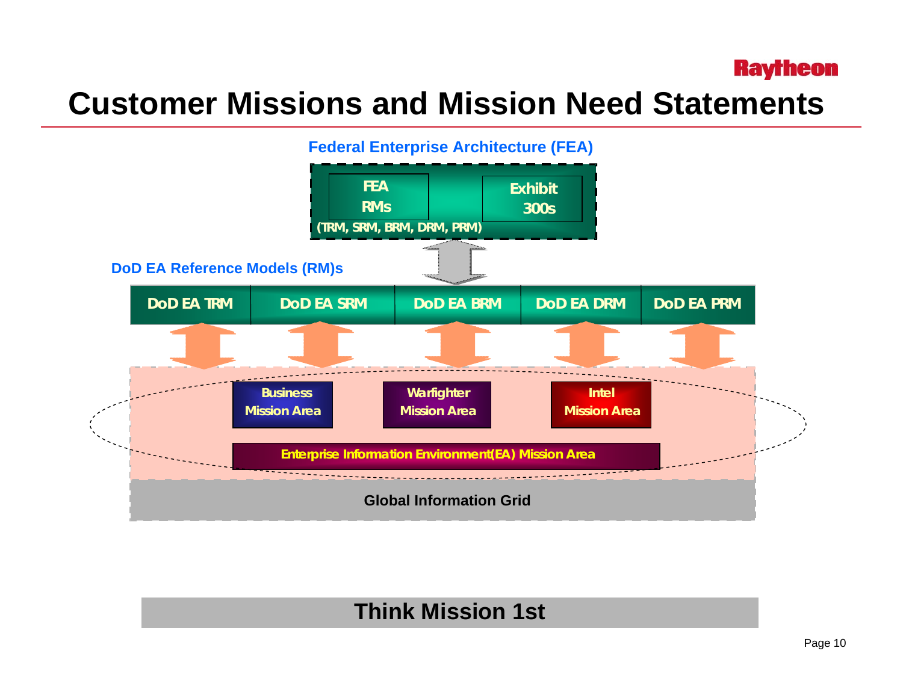# Customer Missions and Mission Need Statements

**Federal Enterprise Architecture (FEA)**

FEA RMs (TRM, SRM, BRM, DRM, PRM)

Exhibit 300s

**DoD EA Reference Models (RM)s**

DoD EA TRM | DoD EA SRM | DoD EA BRM | DoD EA DRM | DoD EA PRM

Business Mission Area

Warfighter Mission Area

Intel Mission Area

Enterprise Information Environment(EA) Mission Area

Global Information Grid

**Think Mission 1st**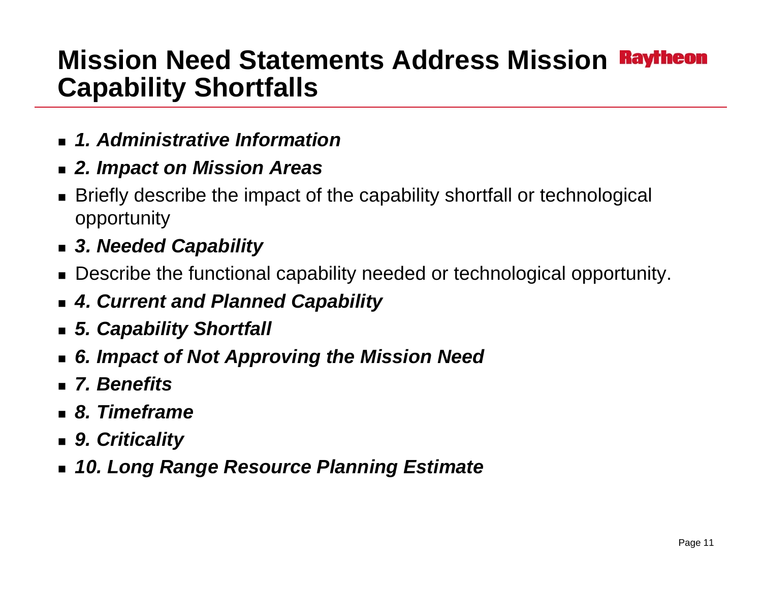# Mission Need Statements Address Mission Capability Shortfalls

Raytheon

- ***1. Administrative Information***
- ***2. Impact on Mission Areas***
- Briefly describe the impact of the capability shortfall or technological opportunity
- ***3. Needed Capability***
- Describe the functional capability needed or technological opportunity.
- ***4. Current and Planned Capability***
- ***5. Capability Shortfall***
- ***6. Impact of Not Approving the Mission Need***
- ***7. Benefits***
- ***8. Timeframe***
- ***9. Criticality***
- ***10. Long Range Resource Planning Estimate***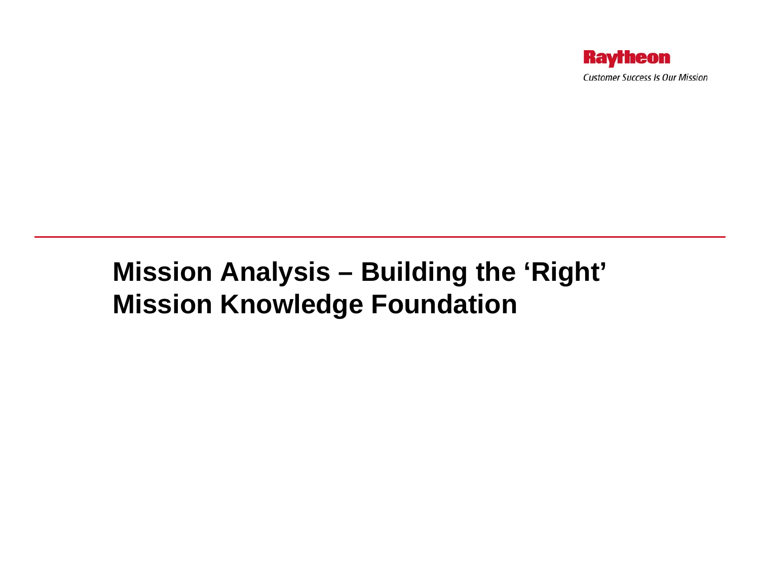# Mission Analysis – Building the 'Right' Mission Knowledge Foundation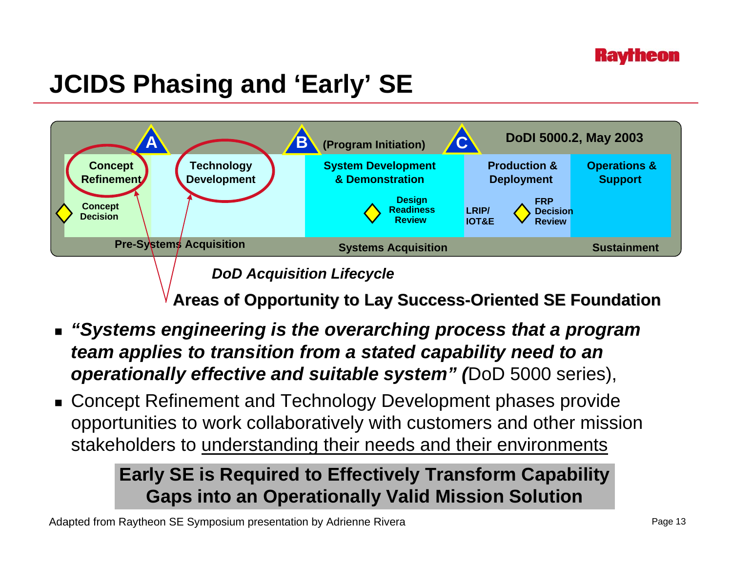# JCIDS Phasing and 'Early' SE

DoDI 5000.2, May 2003

A — Concept Refinement — Concept Decision — Technology Development — B (Program Initiation) — System Development & Demonstration — Design Readiness Review — C — Production & Deployment — LRIP/ IOT&E — FRP Decision Review — Operations & Support

Pre-Systems Acquisition | Systems Acquisition | Sustainment

*DoD Acquisition Lifecycle*

**Areas of Opportunity to Lay Success-Oriented SE Foundation**

- ***"Systems engineering is the overarching process that a program team applies to transition from a stated capability need to an operationally effective and suitable system" (***DoD 5000 series),
- Concept Refinement and Technology Development phases provide opportunities to work collaboratively with customers and other mission stakeholders to understanding their needs and their environments

**Early SE is Required to Effectively Transform Capability Gaps into an Operationally Valid Mission Solution**

Adapted from Raytheon SE Symposium presentation by Adrienne Rivera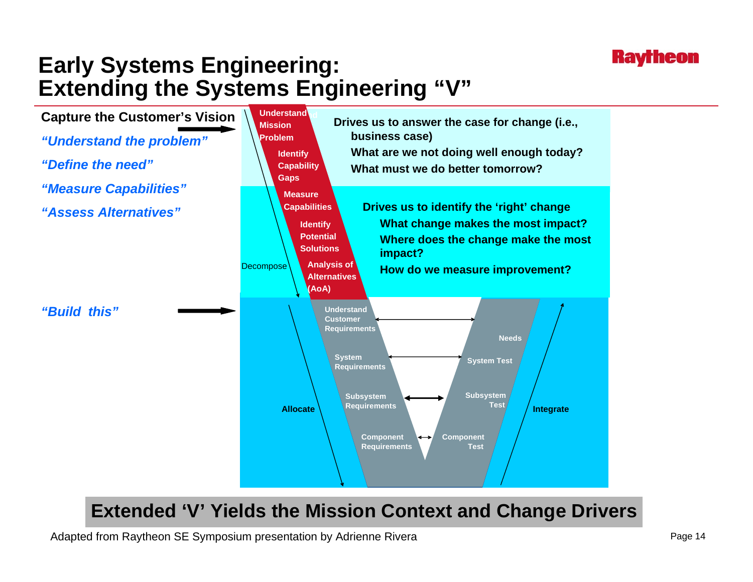# Early Systems Engineering: Extending the Systems Engineering "V"

**Capture the Customer's Vision**

*"Understand the problem"*

*"Define the need"*

*"Measure Capabilities"*

*"Assess Alternatives"*

*"Build this"*

Understand Mission Problem

Identify Capability Gaps

Measure Capabilities

Identify Potential Solutions

Analysis of Alternatives (AoA)

Decompose

**Drives us to answer the case for change (i.e., business case)**

**What are we not doing well enough today?**

**What must we do better tomorrow?**

**Drives us to identify the 'right' change**

**What change makes the most impact?**

**Where does the change make the most impact?**

**How do we measure improvement?**

Understand Customer Requirements

System Requirements

Subsystem Requirements

Component Requirements

Needs

System Test

Subsystem Test

Component Test

Allocate

Integrate

**Extended 'V' Yields the Mission Context and Change Drivers**

Adapted from Raytheon SE Symposium presentation by Adrienne Rivera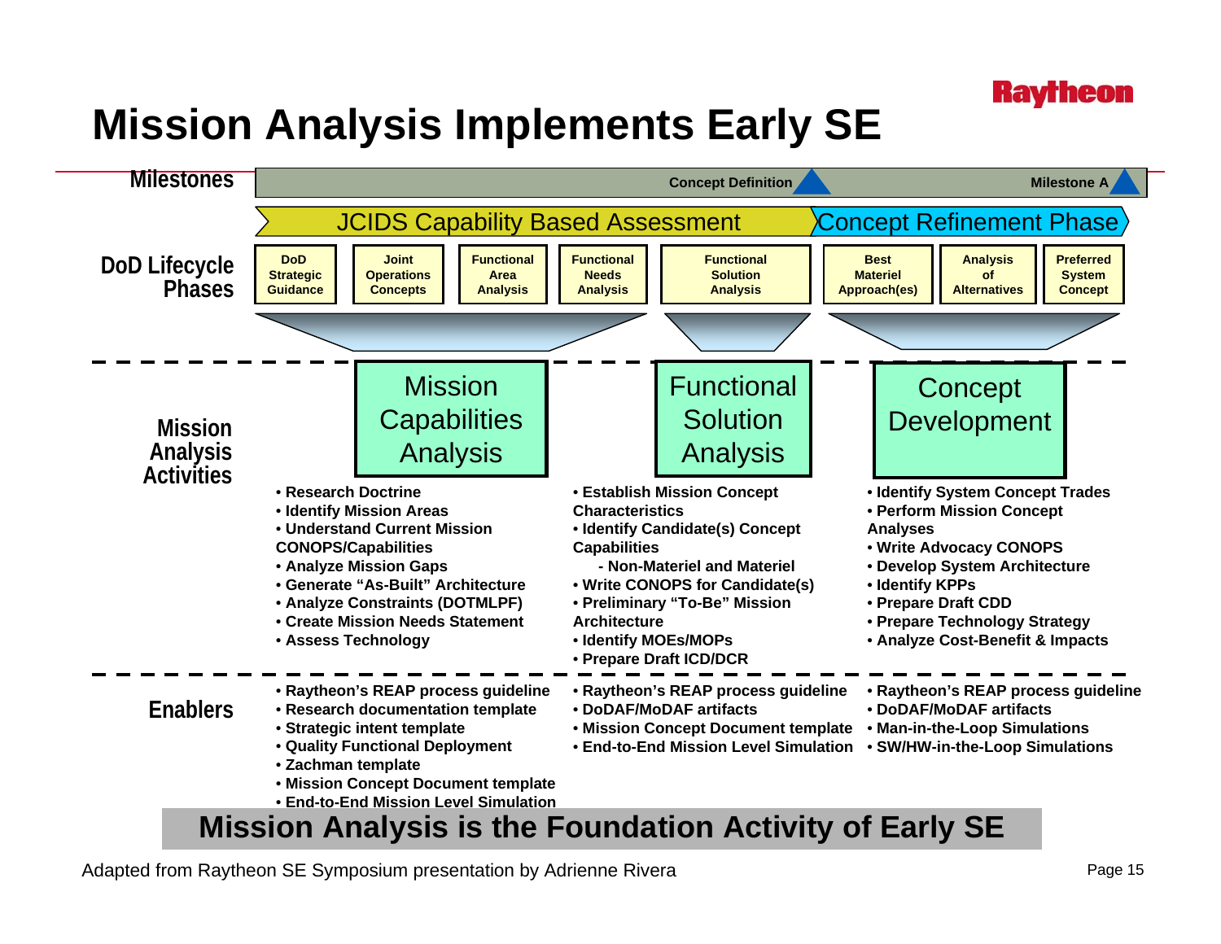# Mission Analysis Implements Early SE

Raytheon

**Milestones:** Concept Definition ▲ — Milestone A ▲

**DoD Lifecycle Phases**

| JCIDS Capability Based Assessment | | | | | Concept Refinement Phase | | |
|---|---|---|---|---|---|---|---|
| DoD Strategic Guidance | Joint Operations Concepts | Functional Area Analysis | Functional Needs Analysis | Functional Solution Analysis | Best Materiel Approach(es) | Analysis of Alternatives | Preferred System Concept |

**Mission Analysis Activities**

| Mission Capabilities Analysis | Functional Solution Analysis | Concept Development |
|---|---|---|
| • Research Doctrine<br>• Identify Mission Areas<br>• Understand Current Mission CONOPS/Capabilities<br>• Analyze Mission Gaps<br>• Generate "As-Built" Architecture<br>• Analyze Constraints (DOTMLPF)<br>• Create Mission Needs Statement<br>• Assess Technology | • Establish Mission Concept Characteristics<br>• Identify Candidate(s) Concept Capabilities<br>- Non-Materiel and Materiel<br>• Write CONOPS for Candidate(s)<br>• Preliminary "To-Be" Mission Architecture<br>• Identify MOEs/MOPs<br>• Prepare Draft ICD/DCR | • Identify System Concept Trades<br>• Perform Mission Concept Analyses<br>• Write Advocacy CONOPS<br>• Develop System Architecture<br>• Identify KPPs<br>• Prepare Draft CDD<br>• Prepare Technology Strategy<br>• Analyze Cost-Benefit & Impacts |

**Enablers**

| Mission Capabilities Analysis | Functional Solution Analysis | Concept Development |
|---|---|---|
| • Raytheon's REAP process guideline<br>• Research documentation template<br>• Strategic intent template<br>• Quality Functional Deployment<br>• Zachman template<br>• Mission Concept Document template<br>• End-to-End Mission Level Simulation | • Raytheon's REAP process guideline<br>• DoDAF/MoDAF artifacts<br>• Mission Concept Document template<br>• End-to-End Mission Level Simulation | • Raytheon's REAP process guideline<br>• DoDAF/MoDAF artifacts<br>• Man-in-the-Loop Simulations<br>• SW/HW-in-the-Loop Simulations |

**Mission Analysis is the Foundation Activity of Early SE**

Adapted from Raytheon SE Symposium presentation by Adrienne Rivera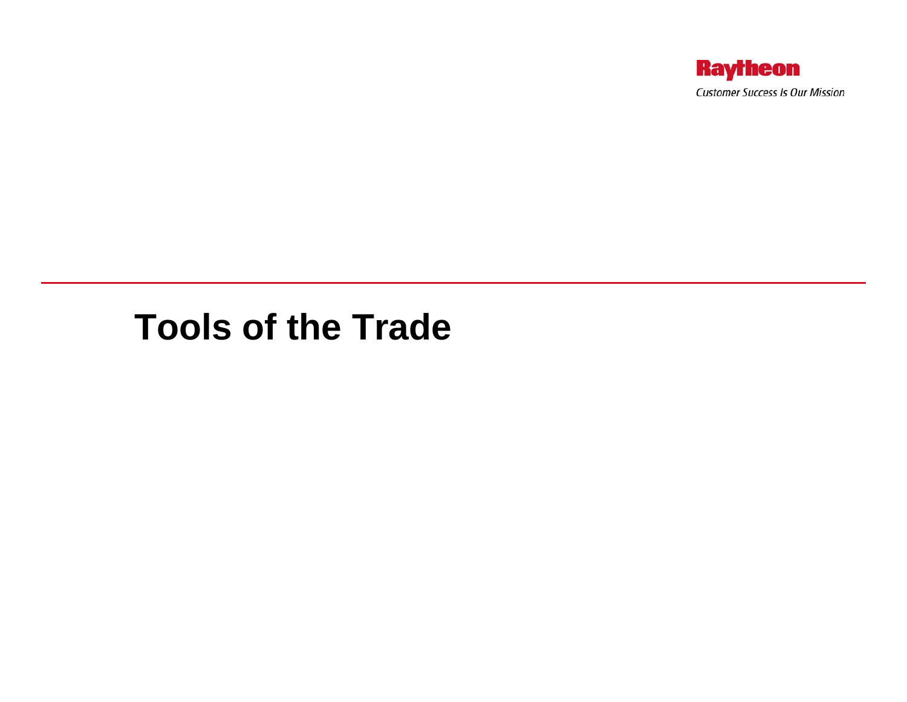# Tools of the Trade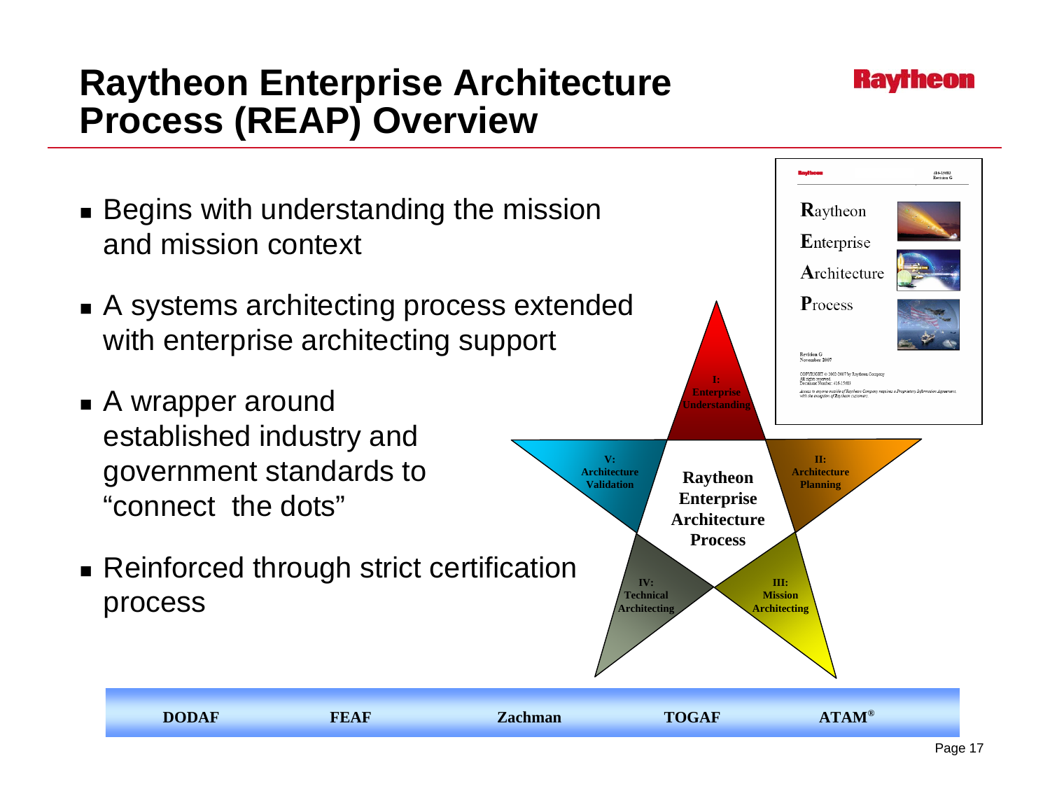# Raytheon Enterprise Architecture Process (REAP) Overview

- Begins with understanding the mission and mission context
- A systems architecting process extended with enterprise architecting support
- A wrapper around established industry and government standards to "connect the dots"
- Reinforced through strict certification process

**Raytheon Enterprise Architecture Process**

- **I: Enterprise Understanding**
- **II: Architecture Planning**
- **III: Mission Architecting**
- **IV: Technical Architecting**
- **V: Architecture Validation**

**DODAF** | **FEAF** | **Zachman** | **TOGAF** | **ATAM®**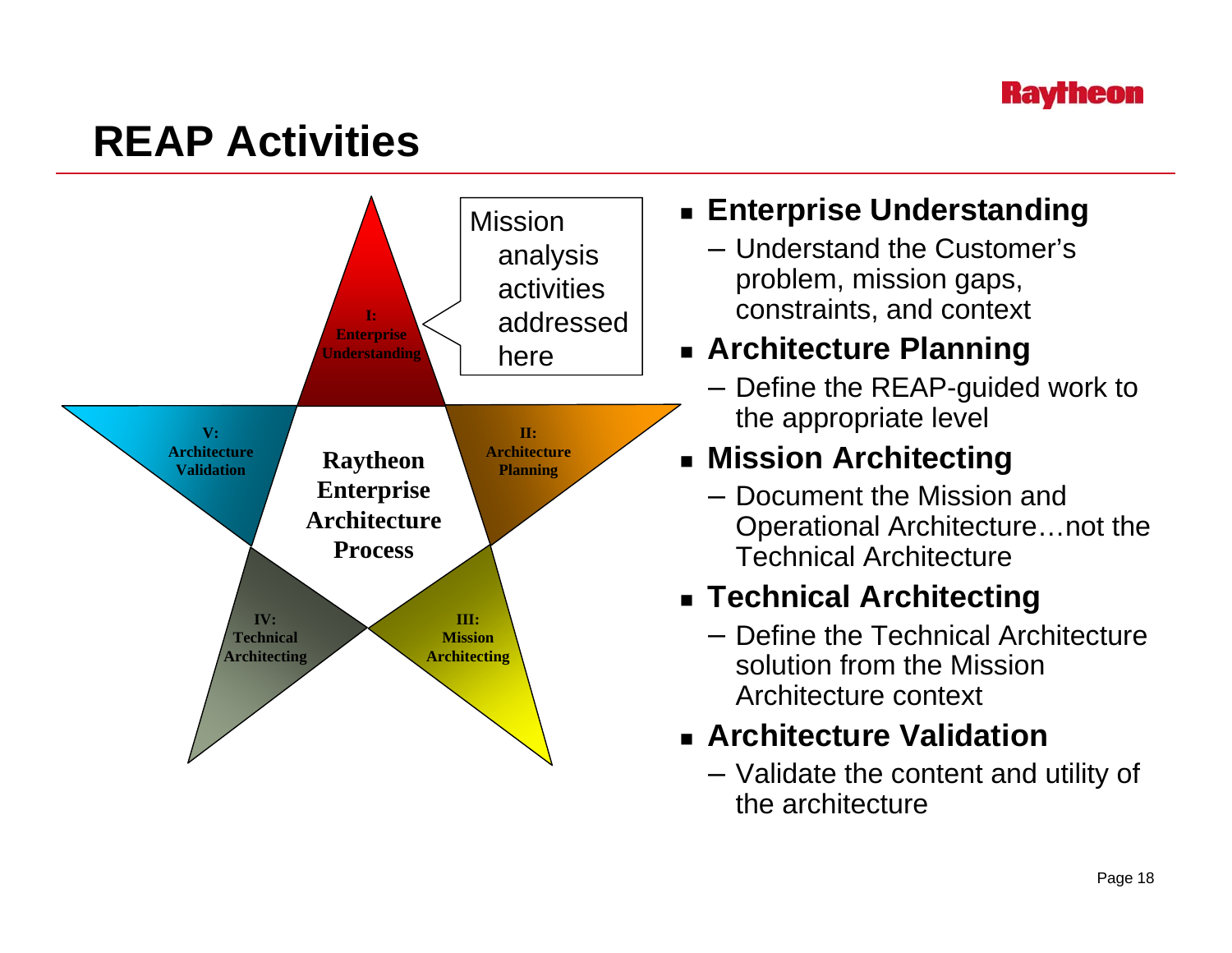# REAP Activities

**I: Enterprise Understanding**

Mission analysis activities addressed here

**II: Architecture Planning**

**III: Mission Architecting**

**IV: Technical Architecting**

**V: Architecture Validation**

**Raytheon Enterprise Architecture Process**

- **Enterprise Understanding**
  - Understand the Customer's problem, mission gaps, constraints, and context
- **Architecture Planning**
  - Define the REAP-guided work to the appropriate level
- **Mission Architecting**
  - Document the Mission and Operational Architecture…not the Technical Architecture
- **Technical Architecting**
  - Define the Technical Architecture solution from the Mission Architecture context
- **Architecture Validation**
  - Validate the content and utility of the architecture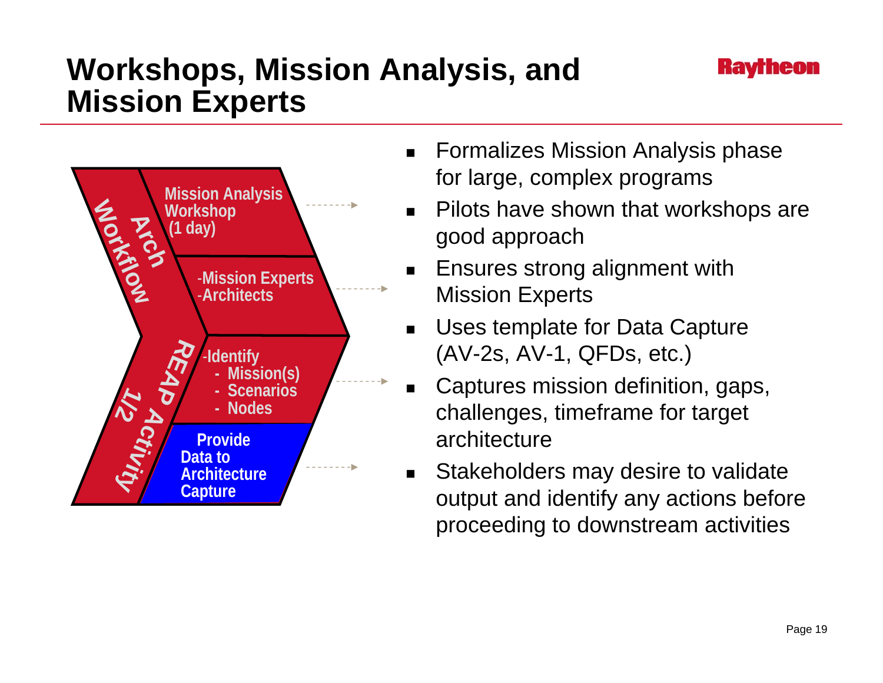# Workshops, Mission Analysis, and Mission Experts

Arch Workflow

REAP Activity 1/2

- Mission Analysis Workshop (1 day)
- -Mission Experts
  -Architects
- -Identify
  - Mission(s)
  - Scenarios
  - Nodes
- Provide Data to Architecture Capture

- Formalizes Mission Analysis phase for large, complex programs
- Pilots have shown that workshops are good approach
- Ensures strong alignment with Mission Experts
- Uses template for Data Capture (AV-2s, AV-1, QFDs, etc.)
- Captures mission definition, gaps, challenges, timeframe for target architecture
- Stakeholders may desire to validate output and identify any actions before proceeding to downstream activities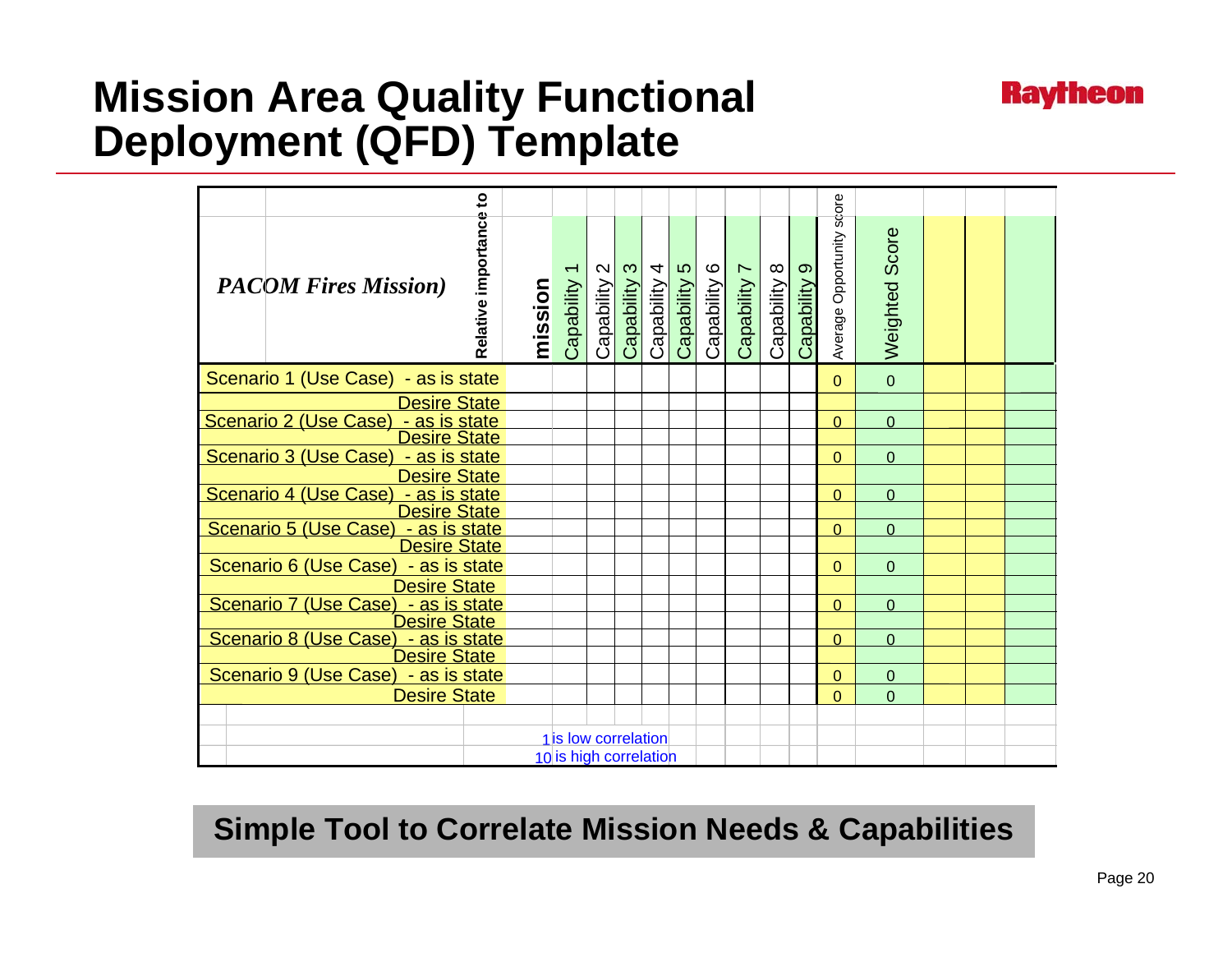# Mission Area Quality Functional Deployment (QFD) Template

| *PACOM Fires Mission)* | Relative importance to mission | Capability 1 | Capability 2 | Capability 3 | Capability 4 | Capability 5 | Capability 6 | Capability 7 | Capability 8 | Capability 9 | Average Opportunity score | Weighted Score | | | |
|---|---|---|---|---|---|---|---|---|---|---|---|---|---|---|---|
| Scenario 1 (Use Case) - as is state | | | | | | | | | | | 0 | 0 | | | |
| Desire State | | | | | | | | | | | | | | | |
| Scenario 2 (Use Case) - as is state | | | | | | | | | | | 0 | 0 | | | |
| Desire State | | | | | | | | | | | | | | | |
| Scenario 3 (Use Case) - as is state | | | | | | | | | | | 0 | 0 | | | |
| Desire State | | | | | | | | | | | | | | | |
| Scenario 4 (Use Case) - as is state | | | | | | | | | | | 0 | 0 | | | |
| Desire State | | | | | | | | | | | | | | | |
| Scenario 5 (Use Case) - as is state | | | | | | | | | | | 0 | 0 | | | |
| Desire State | | | | | | | | | | | | | | | |
| Scenario 6 (Use Case) - as is state | | | | | | | | | | | 0 | 0 | | | |
| Desire State | | | | | | | | | | | | | | | |
| Scenario 7 (Use Case) - as is state | | | | | | | | | | | 0 | 0 | | | |
| Desire State | | | | | | | | | | | | | | | |
| Scenario 8 (Use Case) - as is state | | | | | | | | | | | 0 | 0 | | | |
| Desire State | | | | | | | | | | | | | | | |
| Scenario 9 (Use Case) - as is state | | | | | | | | | | | 0 | 0 | | | |
| Desire State | | | | | | | | | | | 0 | 0 | | | |

1 is low correlation
10 is high correlation

**Simple Tool to Correlate Mission Needs & Capabilities**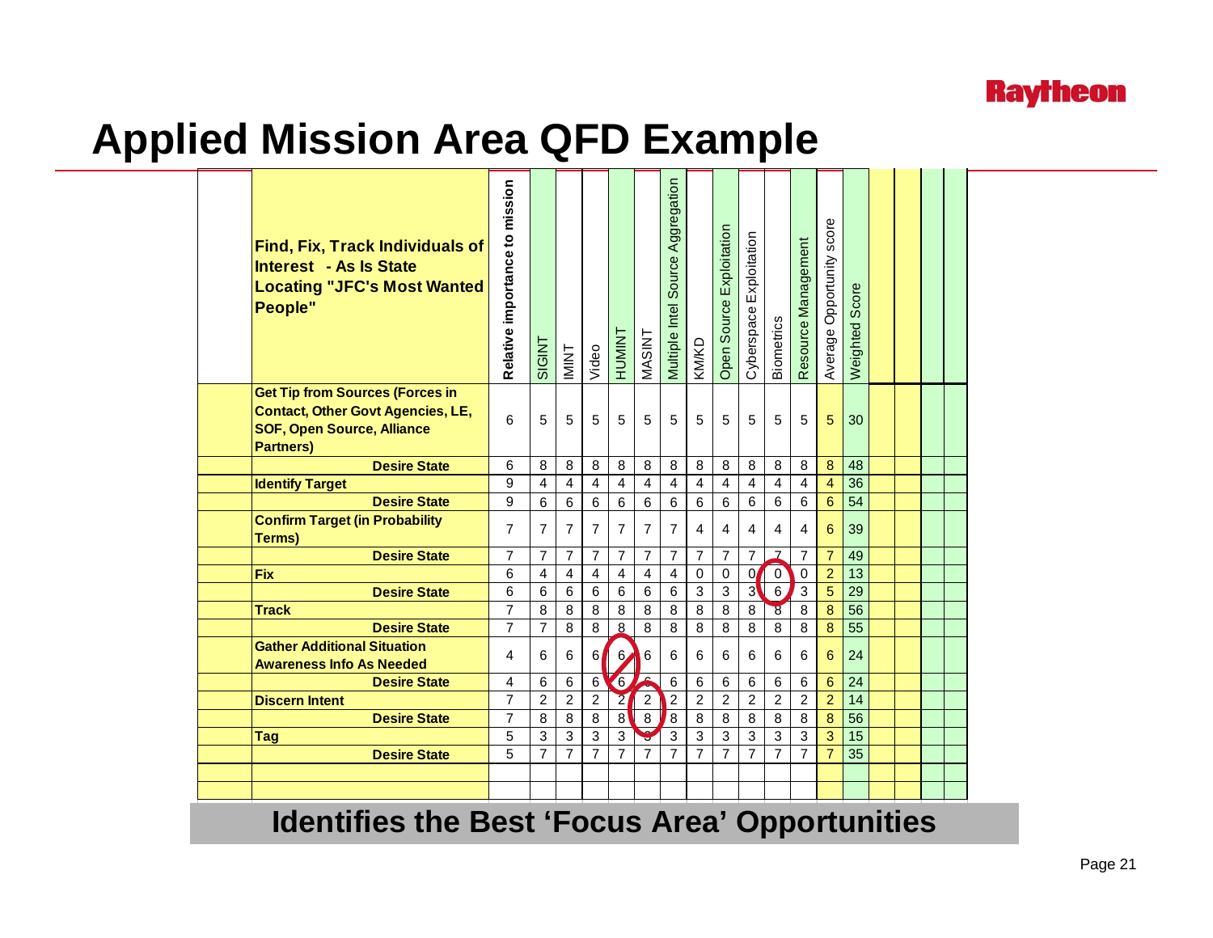# Applied Mission Area QFD Example

| Find, Fix, Track Individuals of Interest - As Is State Locating "JFC's Most Wanted People" | Relative importance to mission | SIGINT | IMINT | Video | HUMINT | MASINT | Multiple Intel Source Aggregation | KMKD | Open Source Exploitation | Cyberspace Exploitation | Biometrics | Resource Management | Average Opportunity score | Weighted Score |
|---|---|---|---|---|---|---|---|---|---|---|---|---|---|---|
| **Get Tip from Sources (Forces in Contact, Other Govt Agencies, LE, SOF, Open Source, Alliance Partners)** | 6 | 5 | 5 | 5 | 5 | 5 | 5 | 5 | 5 | 5 | 5 | 5 | 5 | 30 |
| **Desire State** | 6 | 8 | 8 | 8 | 8 | 8 | 8 | 8 | 8 | 8 | 8 | 8 | 8 | 48 |
| **Identify Target** | 9 | 4 | 4 | 4 | 4 | 4 | 4 | 4 | 4 | 4 | 4 | 4 | 4 | 36 |
| **Desire State** | 9 | 6 | 6 | 6 | 6 | 6 | 6 | 6 | 6 | 6 | 6 | 6 | 6 | 54 |
| **Confirm Target (in Probability Terms)** | 7 | 7 | 7 | 7 | 7 | 7 | 7 | 4 | 4 | 4 | 4 | 4 | 6 | 39 |
| **Desire State** | 7 | 7 | 7 | 7 | 7 | 7 | 7 | 7 | 7 | 7 | 7 | 7 | 7 | 49 |
| **Fix** | 6 | 4 | 4 | 4 | 4 | 4 | 4 | 0 | 0 | 0 | 0 | 0 | 2 | 13 |
| **Desire State** | 6 | 6 | 6 | 6 | 6 | 6 | 6 | 3 | 3 | 3 | 6 | 3 | 5 | 29 |
| **Track** | 7 | 8 | 8 | 8 | 8 | 8 | 8 | 8 | 8 | 8 | 8 | 8 | 8 | 56 |
| **Desire State** | 7 | 7 | 8 | 8 | 8 | 8 | 8 | 8 | 8 | 8 | 8 | 8 | 8 | 55 |
| **Gather Additional Situation Awareness Info As Needed** | 4 | 6 | 6 | 6 | 6 | 6 | 6 | 6 | 6 | 6 | 6 | 6 | 6 | 24 |
| **Desire State** | 4 | 6 | 6 | 6 | 6 | 6 | 6 | 6 | 6 | 6 | 6 | 6 | 6 | 24 |
| **Discern Intent** | 7 | 2 | 2 | 2 | 2 | 2 | 2 | 2 | 2 | 2 | 2 | 2 | 2 | 14 |
| **Desire State** | 7 | 8 | 8 | 8 | 8 | 8 | 8 | 8 | 8 | 8 | 8 | 8 | 8 | 56 |
| **Tag** | 5 | 3 | 3 | 3 | 3 | 3 | 3 | 3 | 3 | 3 | 3 | 3 | 3 | 15 |
| **Desire State** | 5 | 7 | 7 | 7 | 7 | 7 | 7 | 7 | 7 | 7 | 7 | 7 | 7 | 35 |

**Identifies the Best 'Focus Area' Opportunities**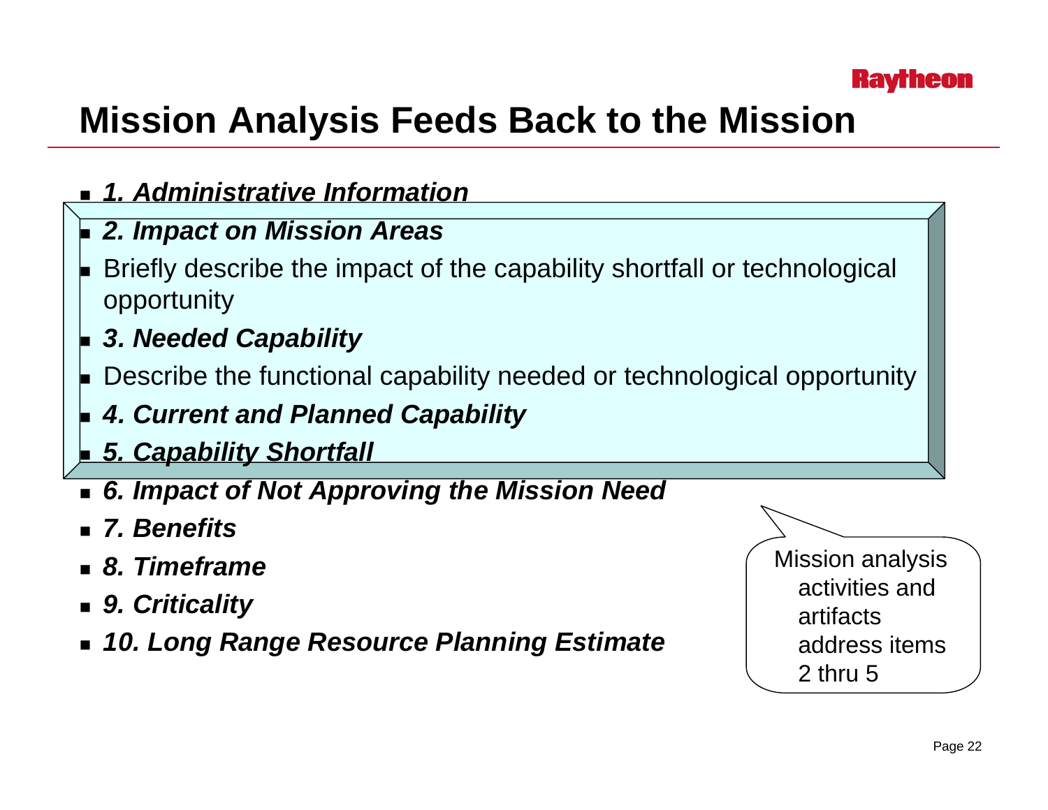# Mission Analysis Feeds Back to the Mission

- ***1. Administrative Information***
- ***2. Impact on Mission Areas***
- Briefly describe the impact of the capability shortfall or technological opportunity
- ***3. Needed Capability***
- Describe the functional capability needed or technological opportunity
- ***4. Current and Planned Capability***
- ***5. Capability Shortfall***
- ***6. Impact of Not Approving the Mission Need***
- ***7. Benefits***
- ***8. Timeframe***
- ***9. Criticality***
- ***10. Long Range Resource Planning Estimate***

Mission analysis activities and artifacts address items 2 thru 5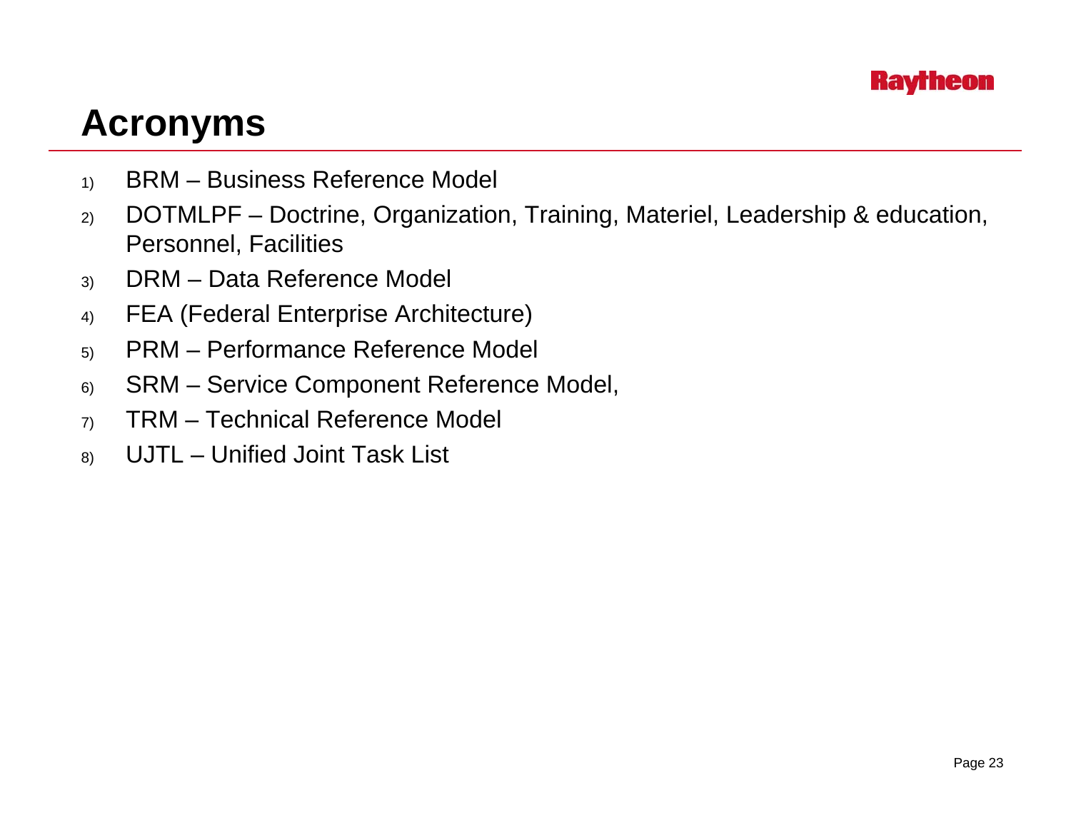# Acronyms

1) BRM – Business Reference Model
2) DOTMLPF – Doctrine, Organization, Training, Materiel, Leadership & education, Personnel, Facilities
3) DRM – Data Reference Model
4) FEA (Federal Enterprise Architecture)
5) PRM – Performance Reference Model
6) SRM – Service Component Reference Model,
7) TRM – Technical Reference Model
8) UJTL – Unified Joint Task List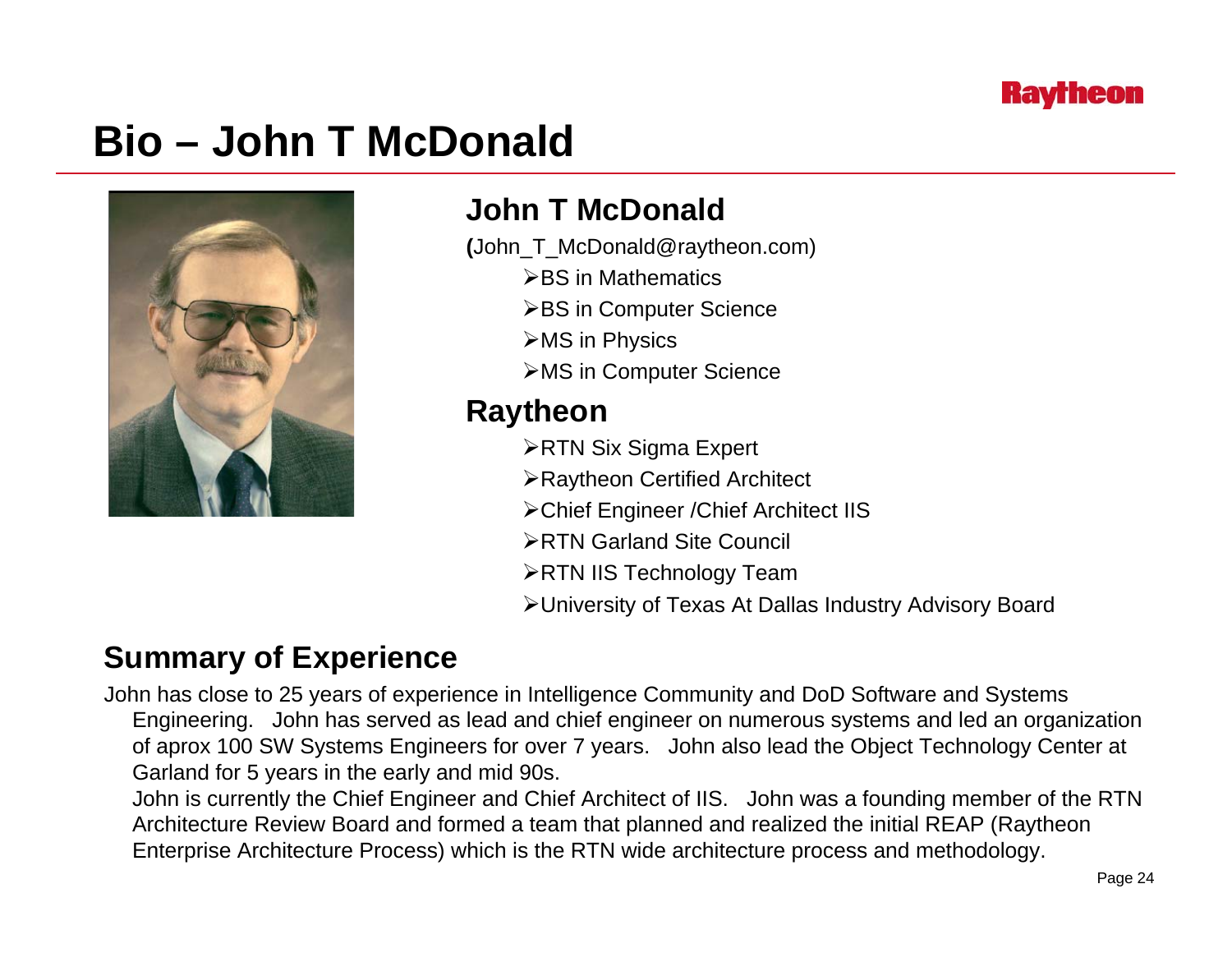# Bio – John T McDonald

## John T McDonald

(John_T_McDonald@raytheon.com)

- BS in Mathematics
- BS in Computer Science
- MS in Physics
- MS in Computer Science

## Raytheon

- RTN Six Sigma Expert
- Raytheon Certified Architect
- Chief Engineer /Chief Architect IIS
- RTN Garland Site Council
- RTN IIS Technology Team
- University of Texas At Dallas Industry Advisory Board

## Summary of Experience

John has close to 25 years of experience in Intelligence Community and DoD Software and Systems Engineering. John has served as lead and chief engineer on numerous systems and led an organization of aprox 100 SW Systems Engineers for over 7 years. John also lead the Object Technology Center at Garland for 5 years in the early and mid 90s.

John is currently the Chief Engineer and Chief Architect of IIS. John was a founding member of the RTN Architecture Review Board and formed a team that planned and realized the initial REAP (Raytheon Enterprise Architecture Process) which is the RTN wide architecture process and methodology.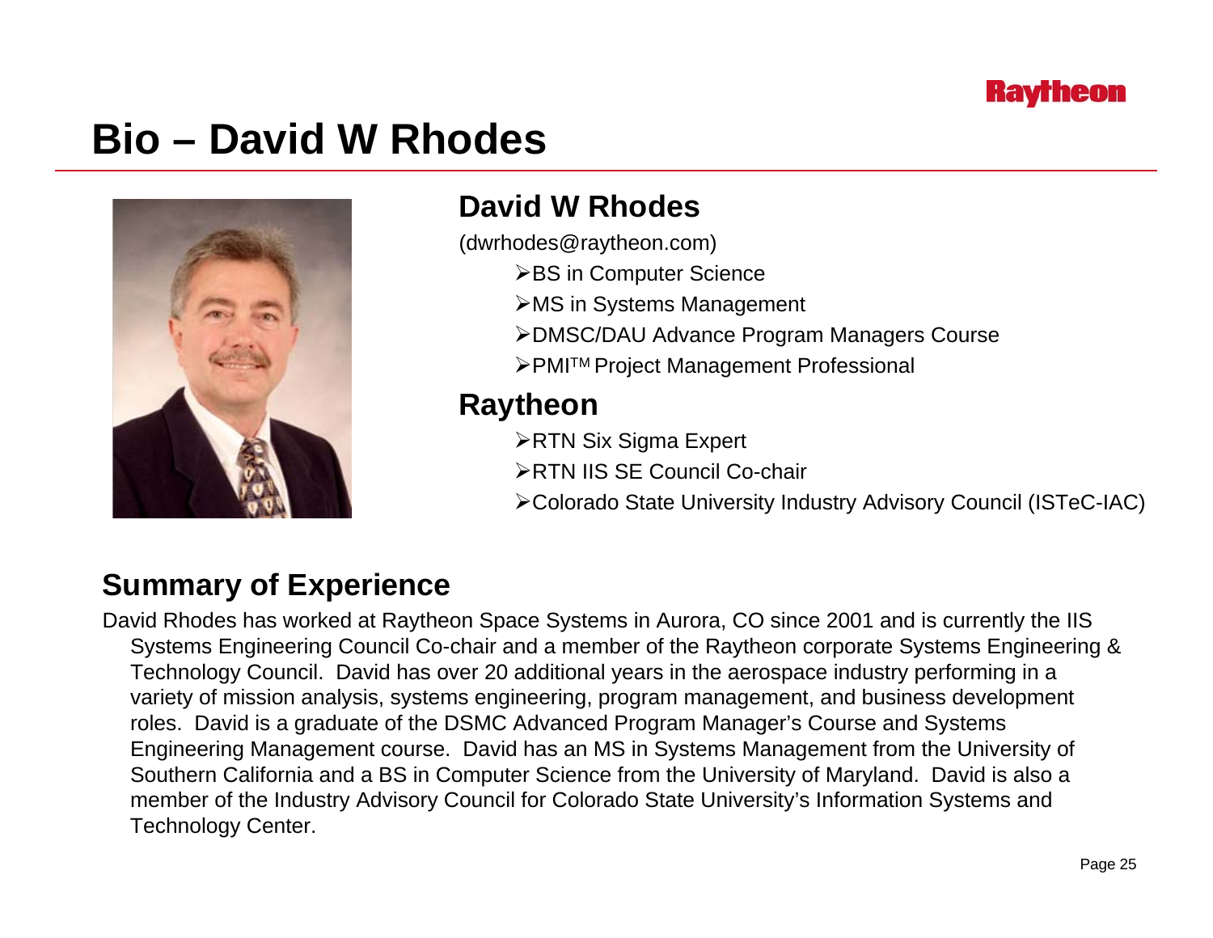# Bio – David W Rhodes

## David W Rhodes

(dwrhodes@raytheon.com)

- BS in Computer Science
- MS in Systems Management
- DMSC/DAU Advance Program Managers Course
- PMI™ Project Management Professional

## Raytheon

- RTN Six Sigma Expert
- RTN IIS SE Council Co-chair
- Colorado State University Industry Advisory Council (ISTeC-IAC)

## Summary of Experience

David Rhodes has worked at Raytheon Space Systems in Aurora, CO since 2001 and is currently the IIS Systems Engineering Council Co-chair and a member of the Raytheon corporate Systems Engineering & Technology Council. David has over 20 additional years in the aerospace industry performing in a variety of mission analysis, systems engineering, program management, and business development roles. David is a graduate of the DSMC Advanced Program Manager's Course and Systems Engineering Management course. David has an MS in Systems Management from the University of Southern California and a BS in Computer Science from the University of Maryland. David is also a member of the Industry Advisory Council for Colorado State University's Information Systems and Technology Center.